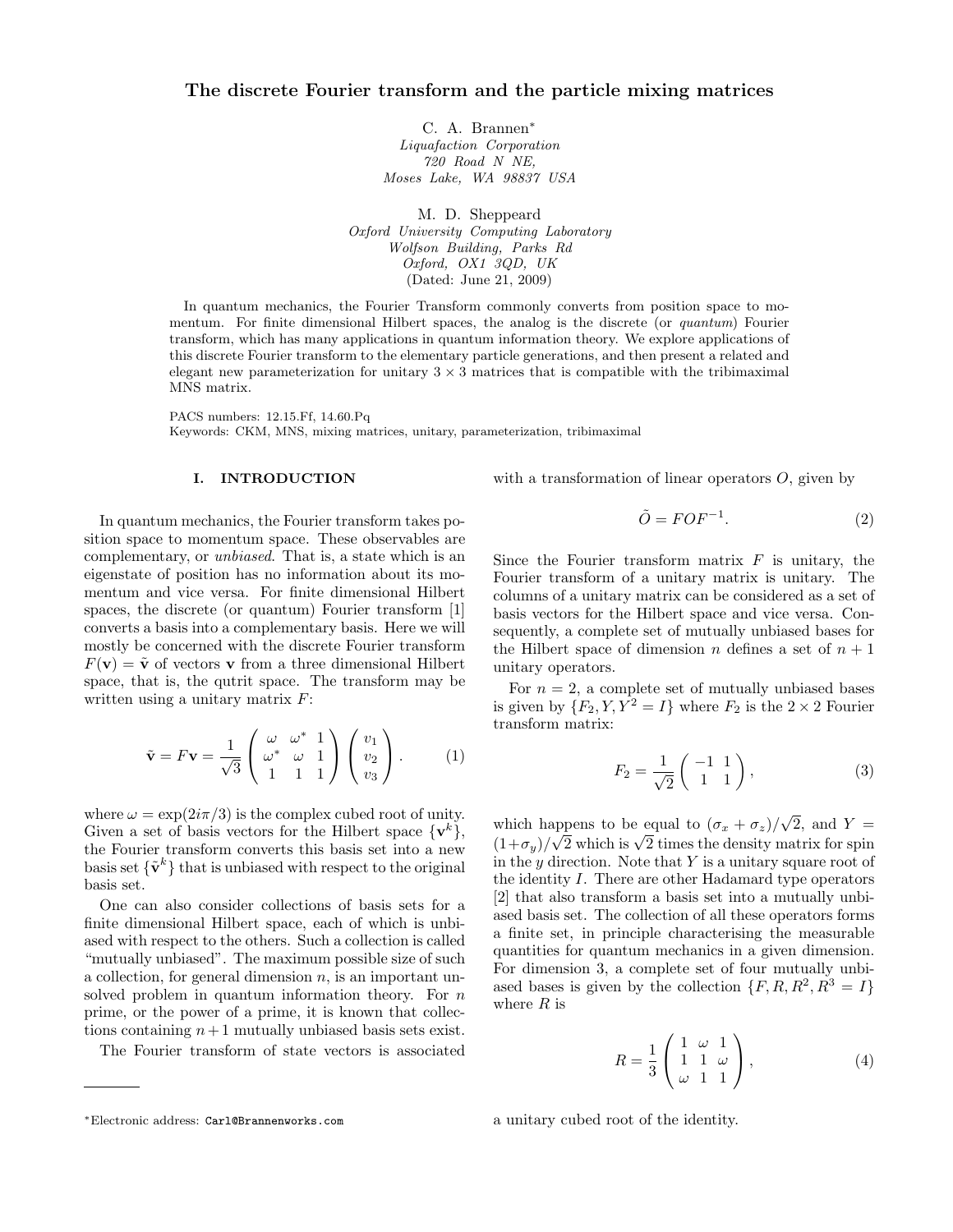# The discrete Fourier transform and the particle mixing matrices

C. A. Brannen*
*Liquafaction Corporation*
*720 Road N NE,*
*Moses Lake, WA 98837 USA*

M. D. Sheppeard
*Oxford University Computing Laboratory*
*Wolfson Building, Parks Rd*
*Oxford, OX1 3QD, UK*
(Dated: June 21, 2009)

In quantum mechanics, the Fourier Transform commonly converts from position space to momentum. For finite dimensional Hilbert spaces, the analog is the discrete (or *quantum*) Fourier transform, which has many applications in quantum information theory. We explore applications of this discrete Fourier transform to the elementary particle generations, and then present a related and elegant new parameterization for unitary $3\times 3$ matrices that is compatible with the tribimaximal MNS matrix.

PACS numbers: 12.15.Ff, 14.60.Pq
Keywords: CKM, MNS, mixing matrices, unitary, parameterization, tribimaximal

## I. INTRODUCTION

In quantum mechanics, the Fourier transform takes position space to momentum space. These observables are complementary, or *unbiased*. That is, a state which is an eigenstate of position has no information about its momentum and vice versa. For finite dimensional Hilbert spaces, the discrete (or quantum) Fourier transform [1] converts a basis into a complementary basis. Here we will mostly be concerned with the discrete Fourier transform $F(\mathbf{v}) = \tilde{\mathbf{v}}$ of vectors $\mathbf{v}$ from a three dimensional Hilbert space, that is, the qutrit space. The transform may be written using a unitary matrix $F$:

$$\tilde{\mathbf{v}} = F\mathbf{v} = \frac{1}{\sqrt{3}}\left(\begin{array}{ccc} \omega & \omega^* & 1 \\ \omega^* & \omega & 1 \\ 1 & 1 & 1 \end{array}\right)\left(\begin{array}{c} v_1 \\ v_2 \\ v_3 \end{array}\right). \qquad (1)$$

where $\omega = \exp(2i\pi/3)$ is the complex cubed root of unity. Given a set of basis vectors for the Hilbert space $\{\mathbf{v}^k\}$, the Fourier transform converts this basis set into a new basis set $\{\tilde{\mathbf{v}}^k\}$ that is unbiased with respect to the original basis set.

One can also consider collections of basis sets for a finite dimensional Hilbert space, each of which is unbiased with respect to the others. Such a collection is called "mutually unbiased". The maximum possible size of such a collection, for general dimension $n$, is an important unsolved problem in quantum information theory. For $n$ prime, or the power of a prime, it is known that collections containing $n+1$ mutually unbiased basis sets exist.

The Fourier transform of state vectors is associated with a transformation of linear operators $O$, given by

$$\tilde{O} = FOF^{-1}. \qquad (2)$$

Since the Fourier transform matrix $F$ is unitary, the Fourier transform of a unitary matrix is unitary. The columns of a unitary matrix can be considered as a set of basis vectors for the Hilbert space and vice versa. Consequently, a complete set of mutually unbiased bases for the Hilbert space of dimension $n$ defines a set of $n+1$ unitary operators.

For $n = 2$, a complete set of mutually unbiased bases is given by $\{F_2, Y, Y^2 = I\}$ where $F_2$ is the $2\times 2$ Fourier transform matrix:

$$F_2 = \frac{1}{\sqrt{2}}\left(\begin{array}{cc} -1 & 1 \\ 1 & 1 \end{array}\right), \qquad (3)$$

which happens to be equal to $(\sigma_x + \sigma_z)/\sqrt{2}$, and $Y = (1+\sigma_y)/\sqrt{2}$ which is $\sqrt{2}$ times the density matrix for spin in the $y$ direction. Note that $Y$ is a unitary square root of the identity $I$. There are other Hadamard type operators [2] that also transform a basis set into a mutually unbiased basis set. The collection of all these operators forms a finite set, in principle characterising the measurable quantities for quantum mechanics in a given dimension. For dimension 3, a complete set of four mutually unbiased bases is given by the collection $\{F, R, R^2, R^3 = I\}$ where $R$ is

$$R = \frac{1}{3}\left(\begin{array}{ccc} 1 & \omega & 1 \\ 1 & 1 & \omega \\ \omega & 1 & 1 \end{array}\right), \qquad (4)$$

a unitary cubed root of the identity.

*Electronic address: Carl@Brannenworks.com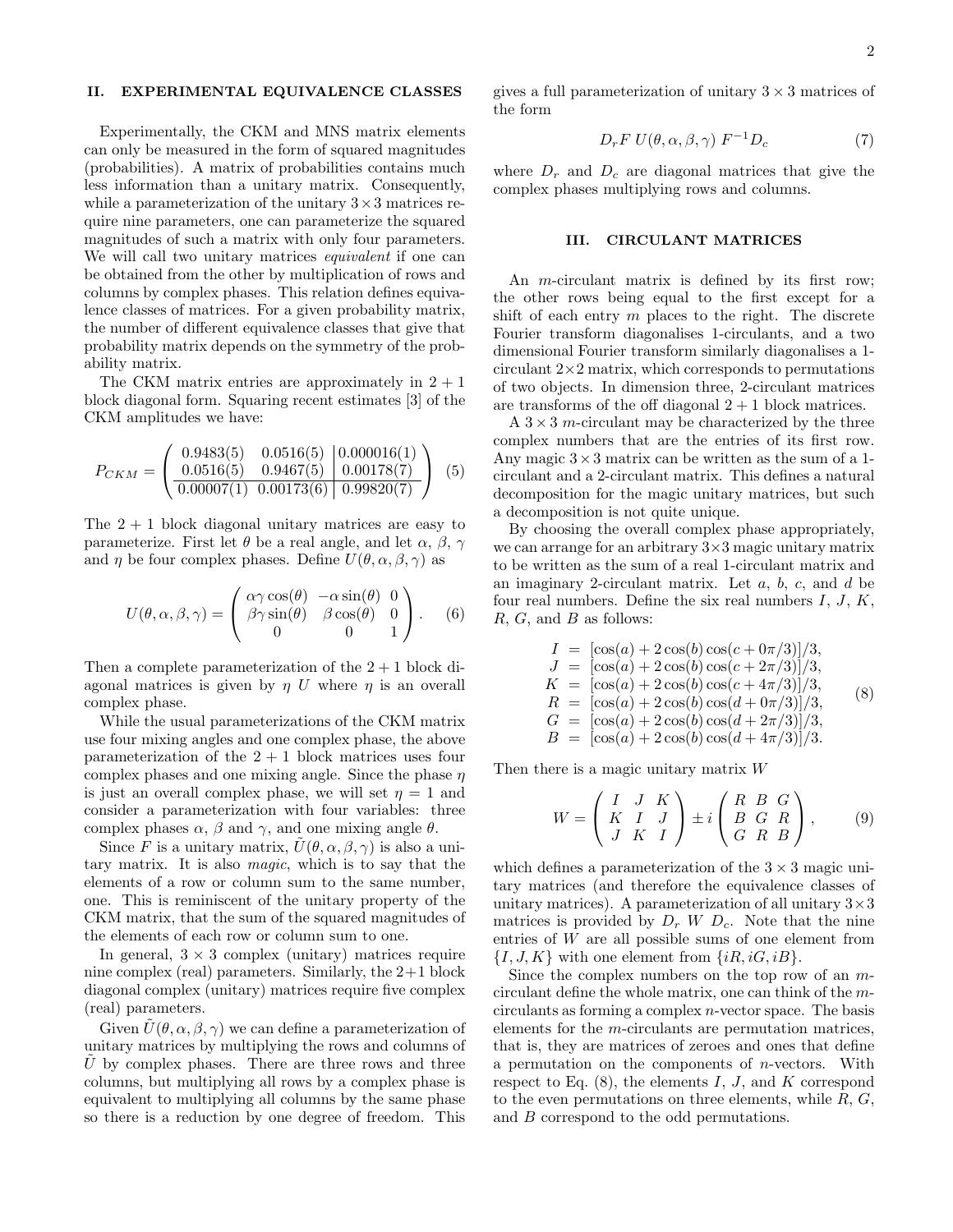## II. EXPERIMENTAL EQUIVALENCE CLASSES

Experimentally, the CKM and MNS matrix elements can only be measured in the form of squared magnitudes (probabilities). A matrix of probabilities contains much less information than a unitary matrix. Consequently, while a parameterization of the unitary $3\times3$ matrices require nine parameters, one can parameterize the squared magnitudes of such a matrix with only four parameters. We will call two unitary matrices *equivalent* if one can be obtained from the other by multiplication of rows and columns by complex phases. This relation defines equivalence classes of matrices. For a given probability matrix, the number of different equivalence classes that give that probability matrix depends on the symmetry of the probability matrix.

The CKM matrix entries are approximately in $2+1$ block diagonal form. Squaring recent estimates [3] of the CKM amplitudes we have:

$$P_{CKM} = \left( \begin{array}{cc|c} 0.9483(5) & 0.0516(5) & 0.000016(1) \\ 0.0516(5) & 0.9467(5) & 0.00178(7) \\ \hline 0.00007(1) & 0.00173(6) & 0.99820(7) \end{array} \right) \quad (5)$$

The $2+1$ block diagonal unitary matrices are easy to parameterize. First let $\theta$ be a real angle, and let $\alpha$, $\beta$, $\gamma$ and $\eta$ be four complex phases. Define $U(\theta,\alpha,\beta,\gamma)$ as

$$U(\theta,\alpha,\beta,\gamma) = \left( \begin{array}{ccc} \alpha\gamma\cos(\theta) & -\alpha\sin(\theta) & 0 \\ \beta\gamma\sin(\theta) & \beta\cos(\theta) & 0 \\ 0 & 0 & 1 \end{array} \right). \quad (6)$$

Then a complete parameterization of the $2+1$ block diagonal matrices is given by $\eta\, U$ where $\eta$ is an overall complex phase.

While the usual parameterizations of the CKM matrix use four mixing angles and one complex phase, the above parameterization of the $2+1$ block matrices uses four complex phases and one mixing angle. Since the phase $\eta$ is just an overall complex phase, we will set $\eta = 1$ and consider a parameterization with four variables: three complex phases $\alpha$, $\beta$ and $\gamma$, and one mixing angle $\theta$.

Since $F$ is a unitary matrix, $\tilde{U}(\theta,\alpha,\beta,\gamma)$ is also a unitary matrix. It is also *magic*, which is to say that the elements of a row or column sum to the same number, one. This is reminiscent of the unitary property of the CKM matrix, that the sum of the squared magnitudes of the elements of each row or column sum to one.

In general, $3\times3$ complex (unitary) matrices require nine complex (real) parameters. Similarly, the $2+1$ block diagonal complex (unitary) matrices require five complex (real) parameters.

Given $\tilde{U}(\theta,\alpha,\beta,\gamma)$ we can define a parameterization of unitary matrices by multiplying the rows and columns of $\tilde{U}$ by complex phases. There are three rows and three columns, but multiplying all rows by a complex phase is equivalent to multiplying all columns by the same phase so there is a reduction by one degree of freedom. This gives a full parameterization of unitary $3\times3$ matrices of the form

$$D_r F\; U(\theta,\alpha,\beta,\gamma)\; F^{-1} D_c \quad (7)$$

where $D_r$ and $D_c$ are diagonal matrices that give the complex phases multiplying rows and columns.

## III. CIRCULANT MATRICES

An $m$-circulant matrix is defined by its first row; the other rows being equal to the first except for a shift of each entry $m$ places to the right. The discrete Fourier transform diagonalises 1-circulants, and a two dimensional Fourier transform similarly diagonalises a 1-circulant $2\times2$ matrix, which corresponds to permutations of two objects. In dimension three, 2-circulant matrices are transforms of the off diagonal $2+1$ block matrices.

A $3\times3$ $m$-circulant may be characterized by the three complex numbers that are the entries of its first row. Any magic $3\times3$ matrix can be written as the sum of a 1-circulant and a 2-circulant matrix. This defines a natural decomposition for the magic unitary matrices, but such a decomposition is not quite unique.

By choosing the overall complex phase appropriately, we can arrange for an arbitrary $3\times3$ magic unitary matrix to be written as the sum of a real 1-circulant matrix and an imaginary 2-circulant matrix. Let $a$, $b$, $c$, and $d$ be four real numbers. Define the six real numbers $I$, $J$, $K$, $R$, $G$, and $B$ as follows:

$$\begin{array}{rcl} I &=& [\cos(a) + 2\cos(b)\cos(c+0\pi/3)]/3, \\ J &=& [\cos(a) + 2\cos(b)\cos(c+2\pi/3)]/3, \\ K &=& [\cos(a) + 2\cos(b)\cos(c+4\pi/3)]/3, \\ R &=& [\cos(a) + 2\cos(b)\cos(d+0\pi/3)]/3, \\ G &=& [\cos(a) + 2\cos(b)\cos(d+2\pi/3)]/3, \\ B &=& [\cos(a) + 2\cos(b)\cos(d+4\pi/3)]/3. \end{array} \quad (8)$$

Then there is a magic unitary matrix $W$

$$W = \left( \begin{array}{ccc} I & J & K \\ K & I & J \\ J & K & I \end{array} \right) \pm i \left( \begin{array}{ccc} R & B & G \\ B & G & R \\ G & R & B \end{array} \right), \quad (9)$$

which defines a parameterization of the $3\times3$ magic unitary matrices (and therefore the equivalence classes of unitary matrices). A parameterization of all unitary $3\times3$ matrices is provided by $D_r\; W\; D_c$. Note that the nine entries of $W$ are all possible sums of one element from $\{I, J, K\}$ with one element from $\{iR, iG, iB\}$.

Since the complex numbers on the top row of an $m$-circulant define the whole matrix, one can think of the $m$-circulants as forming a complex $n$-vector space. The basis elements for the $m$-circulants are permutation matrices, that is, they are matrices of zeroes and ones that define a permutation on the components of $n$-vectors. With respect to Eq. (8), the elements $I$, $J$, and $K$ correspond to the even permutations on three elements, while $R$, $G$, and $B$ correspond to the odd permutations.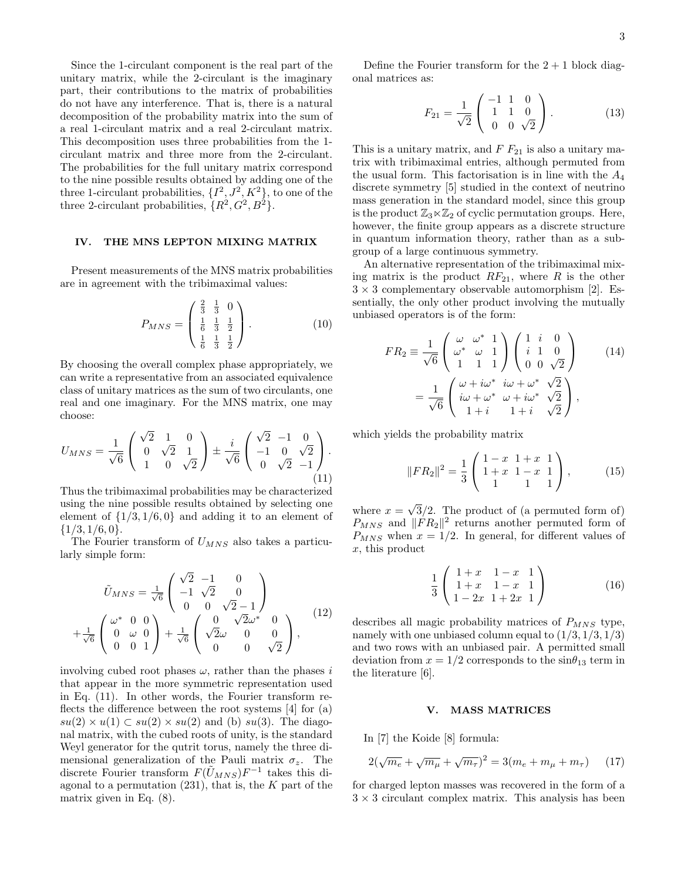Since the 1-circulant component is the real part of the unitary matrix, while the 2-circulant is the imaginary part, their contributions to the matrix of probabilities do not have any interference. That is, there is a natural decomposition of the probability matrix into the sum of a real 1-circulant matrix and a real 2-circulant matrix. This decomposition uses three probabilities from the 1-circulant matrix and three more from the 2-circulant. The probabilities for the full unitary matrix correspond to the nine possible results obtained by adding one of the three 1-circulant probabilities, $\{I^2, J^2, K^2\}$, to one of the three 2-circulant probabilities, $\{R^2, G^2, B^2\}$.

## IV. THE MNS LEPTON MIXING MATRIX

Present measurements of the MNS matrix probabilities are in agreement with the tribimaximal values:

$$P_{MNS} = \begin{pmatrix} \frac{2}{3} & \frac{1}{3} & 0 \\ \frac{1}{6} & \frac{1}{3} & \frac{1}{2} \\ \frac{1}{6} & \frac{1}{3} & \frac{1}{2} \end{pmatrix}. \tag{10}$$

By choosing the overall complex phase appropriately, we can write a representative from an associated equivalence class of unitary matrices as the sum of two circulants, one real and one imaginary. For the MNS matrix, one may choose:

$$U_{MNS} = \frac{1}{\sqrt{6}} \begin{pmatrix} \sqrt{2} & 1 & 0 \\ 0 & \sqrt{2} & 1 \\ 1 & 0 & \sqrt{2} \end{pmatrix} \pm \frac{i}{\sqrt{6}} \begin{pmatrix} \sqrt{2} & -1 & 0 \\ -1 & 0 & \sqrt{2} \\ 0 & \sqrt{2} & -1 \end{pmatrix}. \tag{11}$$

Thus the tribimaximal probabilities may be characterized using the nine possible results obtained by selecting one element of $\{1/3, 1/6, 0\}$ and adding it to an element of $\{1/3, 1/6, 0\}$.

The Fourier transform of $U_{MNS}$ also takes a particularly simple form:

$$\begin{aligned} \tilde{U}_{MNS} = \tfrac{1}{\sqrt{6}} & \begin{pmatrix} \sqrt{2} & -1 & 0 \\ -1 & \sqrt{2} & 0 \\ 0 & 0 & \sqrt{2}-1 \end{pmatrix} \\ + \tfrac{1}{\sqrt{6}} \begin{pmatrix} \omega^* & 0 & 0 \\ 0 & \omega & 0 \\ 0 & 0 & 1 \end{pmatrix} & + \tfrac{1}{\sqrt{6}} \begin{pmatrix} 0 & \sqrt{2}\omega^* & 0 \\ \sqrt{2}\omega & 0 & 0 \\ 0 & 0 & \sqrt{2} \end{pmatrix}, \end{aligned} \tag{12}$$

involving cubed root phases $\omega$, rather than the phases $i$ that appear in the more symmetric representation used in Eq. (11). In other words, the Fourier transform reflects the difference between the root systems [4] for (a) $su(2) \times u(1) \subset su(2) \times su(2)$ and (b) $su(3)$. The diagonal matrix, with the cubed roots of unity, is the standard Weyl generator for the qutrit torus, namely the three dimensional generalization of the Pauli matrix $\sigma_z$. The discrete Fourier transform $F(\tilde{U}_{MNS})F^{-1}$ takes this diagonal to a permutation (231), that is, the $K$ part of the matrix given in Eq. (8).

Define the Fourier transform for the $2+1$ block diagonal matrices as:

$$F_{21} = \frac{1}{\sqrt{2}} \begin{pmatrix} -1 & 1 & 0 \\ 1 & 1 & 0 \\ 0 & 0 & \sqrt{2} \end{pmatrix}. \tag{13}$$

This is a unitary matrix, and $F\,F_{21}$ is also a unitary matrix with tribimaximal entries, although permuted from the usual form. This factorisation is in line with the $A_4$ discrete symmetry [5] studied in the context of neutrino mass generation in the standard model, since this group is the product $\mathbb{Z}_3 \ltimes \mathbb{Z}_2$ of cyclic permutation groups. Here, however, the finite group appears as a discrete structure in quantum information theory, rather than as a subgroup of a large continuous symmetry.

An alternative representation of the tribimaximal mixing matrix is the product $RF_{21}$, where $R$ is the other $3 \times 3$ complementary observable automorphism [2]. Essentially, the only other product involving the mutually unbiased operators is of the form:

$$\begin{aligned} FR_2 \equiv \frac{1}{\sqrt{6}} & \begin{pmatrix} \omega & \omega^* & 1 \\ \omega^* & \omega & 1 \\ 1 & 1 & 1 \end{pmatrix} \begin{pmatrix} 1 & i & 0 \\ i & 1 & 0 \\ 0 & 0 & \sqrt{2} \end{pmatrix} \\ = \frac{1}{\sqrt{6}} & \begin{pmatrix} \omega + i\omega^* & i\omega + \omega^* & \sqrt{2} \\ i\omega + \omega^* & \omega + i\omega^* & \sqrt{2} \\ 1+i & 1+i & \sqrt{2} \end{pmatrix}, \end{aligned} \tag{14}$$

which yields the probability matrix

$$\|FR_2\|^2 = \frac{1}{3} \begin{pmatrix} 1-x & 1+x & 1 \\ 1+x & 1-x & 1 \\ 1 & 1 & 1 \end{pmatrix}, \tag{15}$$

where $x = \sqrt{3}/2$. The product of (a permuted form of) $P_{MNS}$ and $\|FR_2\|^2$ returns another permuted form of $P_{MNS}$ when $x = 1/2$. In general, for different values of $x$, this product

$$\frac{1}{3} \begin{pmatrix} 1+x & 1-x & 1 \\ 1+x & 1-x & 1 \\ 1-2x & 1+2x & 1 \end{pmatrix} \tag{16}$$

describes all magic probability matrices of $P_{MNS}$ type, namely with one unbiased column equal to $(1/3, 1/3, 1/3)$ and two rows with an unbiased pair. A permitted small deviation from $x = 1/2$ corresponds to the $\sin\theta_{13}$ term in the literature [6].

## V. MASS MATRICES

In [7] the Koide [8] formula:

$$2(\sqrt{m_e} + \sqrt{m_\mu} + \sqrt{m_\tau})^2 = 3(m_e + m_\mu + m_\tau) \tag{17}$$

for charged lepton masses was recovered in the form of a $3 \times 3$ circulant complex matrix. This analysis has been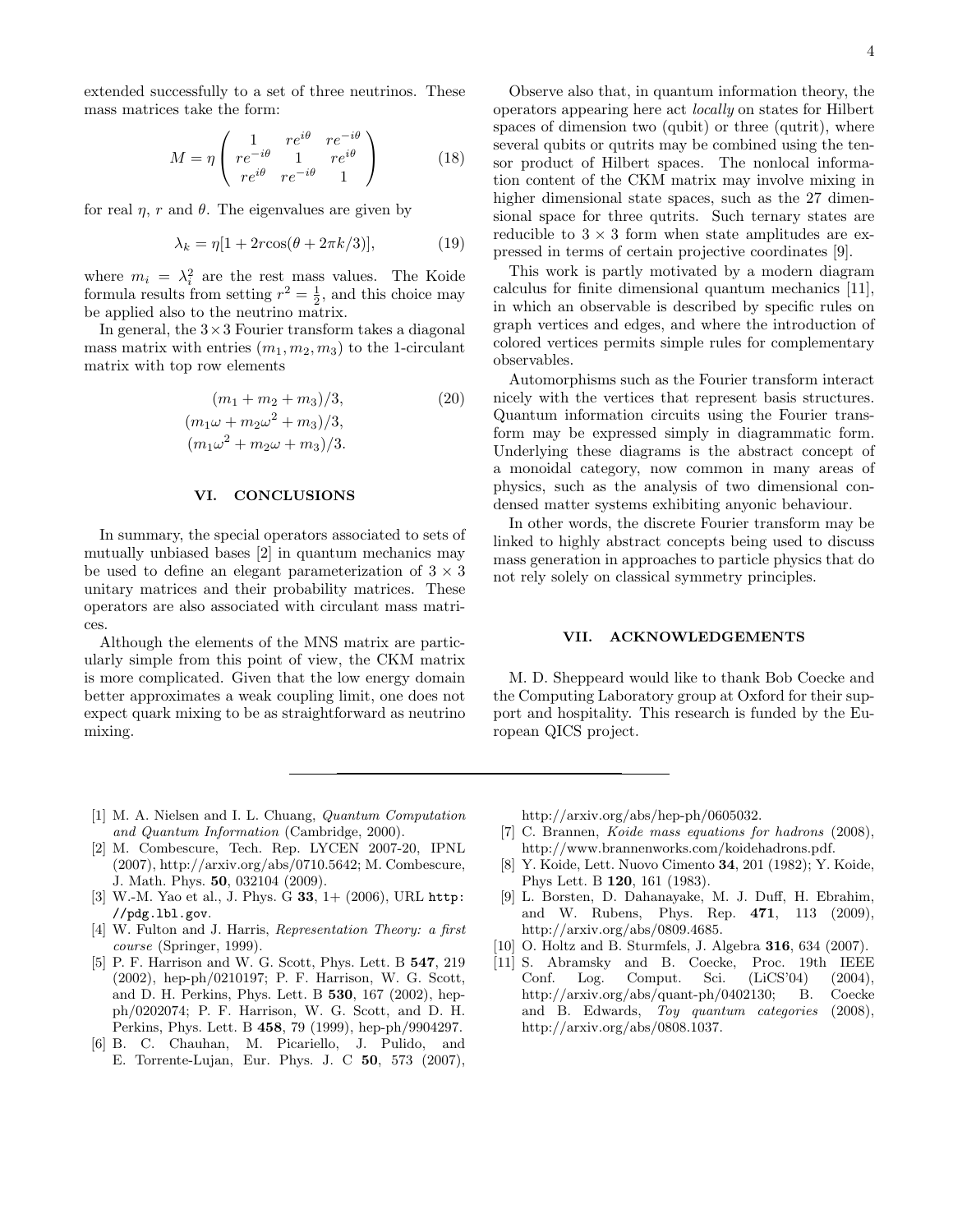extended successfully to a set of three neutrinos. These mass matrices take the form:

$$M = \eta \begin{pmatrix} 1 & re^{i\theta} & re^{-i\theta} \\ re^{-i\theta} & 1 & re^{i\theta} \\ re^{i\theta} & re^{-i\theta} & 1 \end{pmatrix} \tag{18}$$

for real $\eta$, $r$ and $\theta$. The eigenvalues are given by

$$\lambda_k = \eta[1 + 2r\cos(\theta + 2\pi k/3)], \tag{19}$$

where $m_i = \lambda_i^2$ are the rest mass values. The Koide formula results from setting $r^2 = \frac{1}{2}$, and this choice may be applied also to the neutrino matrix.

In general, the $3 \times 3$ Fourier transform takes a diagonal mass matrix with entries $(m_1, m_2, m_3)$ to the 1-circulant matrix with top row elements

$$\begin{aligned} &(m_1 + m_2 + m_3)/3, \\ &(m_1\omega + m_2\omega^2 + m_3)/3, \\ &(m_1\omega^2 + m_2\omega + m_3)/3. \end{aligned} \tag{20}$$

## VI. CONCLUSIONS

In summary, the special operators associated to sets of mutually unbiased bases [2] in quantum mechanics may be used to define an elegant parameterization of $3 \times 3$ unitary matrices and their probability matrices. These operators are also associated with circulant mass matrices.

Although the elements of the MNS matrix are particularly simple from this point of view, the CKM matrix is more complicated. Given that the low energy domain better approximates a weak coupling limit, one does not expect quark mixing to be as straightforward as neutrino mixing.

Observe also that, in quantum information theory, the operators appearing here act *locally* on states for Hilbert spaces of dimension two (qubit) or three (qutrit), where several qubits or qutrits may be combined using the tensor product of Hilbert spaces. The nonlocal information content of the CKM matrix may involve mixing in higher dimensional state spaces, such as the 27 dimensional space for three qutrits. Such ternary states are reducible to $3 \times 3$ form when state amplitudes are expressed in terms of certain projective coordinates [9].

This work is partly motivated by a modern diagram calculus for finite dimensional quantum mechanics [11], in which an observable is described by specific rules on graph vertices and edges, and where the introduction of colored vertices permits simple rules for complementary observables.

Automorphisms such as the Fourier transform interact nicely with the vertices that represent basis structures. Quantum information circuits using the Fourier transform may be expressed simply in diagrammatic form. Underlying these diagrams is the abstract concept of a monoidal category, now common in many areas of physics, such as the analysis of two dimensional condensed matter systems exhibiting anyonic behaviour.

In other words, the discrete Fourier transform may be linked to highly abstract concepts being used to discuss mass generation in approaches to particle physics that do not rely solely on classical symmetry principles.

## VII. ACKNOWLEDGEMENTS

M. D. Sheppeard would like to thank Bob Coecke and the Computing Laboratory group at Oxford for their support and hospitality. This research is funded by the European QICS project.

---

[1] M. A. Nielsen and I. L. Chuang, *Quantum Computation and Quantum Information* (Cambridge, 2000).

[2] M. Combescure, Tech. Rep. LYCEN 2007-20, IPNL (2007), http://arxiv.org/abs/0710.5642; M. Combescure, J. Math. Phys. **50**, 032104 (2009).

[3] W.-M. Yao et al., J. Phys. G **33**, 1+ (2006), URL http://pdg.lbl.gov.

[4] W. Fulton and J. Harris, *Representation Theory: a first course* (Springer, 1999).

[5] P. F. Harrison and W. G. Scott, Phys. Lett. B **547**, 219 (2002), hep-ph/0210197; P. F. Harrison, W. G. Scott, and D. H. Perkins, Phys. Lett. B **530**, 167 (2002), hep-ph/0202074; P. F. Harrison, W. G. Scott, and D. H. Perkins, Phys. Lett. B **458**, 79 (1999), hep-ph/9904297.

[6] B. C. Chauhan, M. Picariello, J. Pulido, and E. Torrente-Lujan, Eur. Phys. J. C **50**, 573 (2007), http://arxiv.org/abs/hep-ph/0605032.

[7] C. Brannen, *Koide mass equations for hadrons* (2008), http://www.brannenworks.com/koidehadrons.pdf.

[8] Y. Koide, Lett. Nuovo Cimento **34**, 201 (1982); Y. Koide, Phys Lett. B **120**, 161 (1983).

[9] L. Borsten, D. Dahanayake, M. J. Duff, H. Ebrahim, and W. Rubens, Phys. Rep. **471**, 113 (2009), http://arxiv.org/abs/0809.4685.

[10] O. Holtz and B. Sturmfels, J. Algebra **316**, 634 (2007).

[11] S. Abramsky and B. Coecke, Proc. 19th IEEE Conf. Log. Comput. Sci. (LiCS'04) (2004), http://arxiv.org/abs/quant-ph/0402130; B. Coecke and B. Edwards, *Toy quantum categories* (2008), http://arxiv.org/abs/0808.1037.